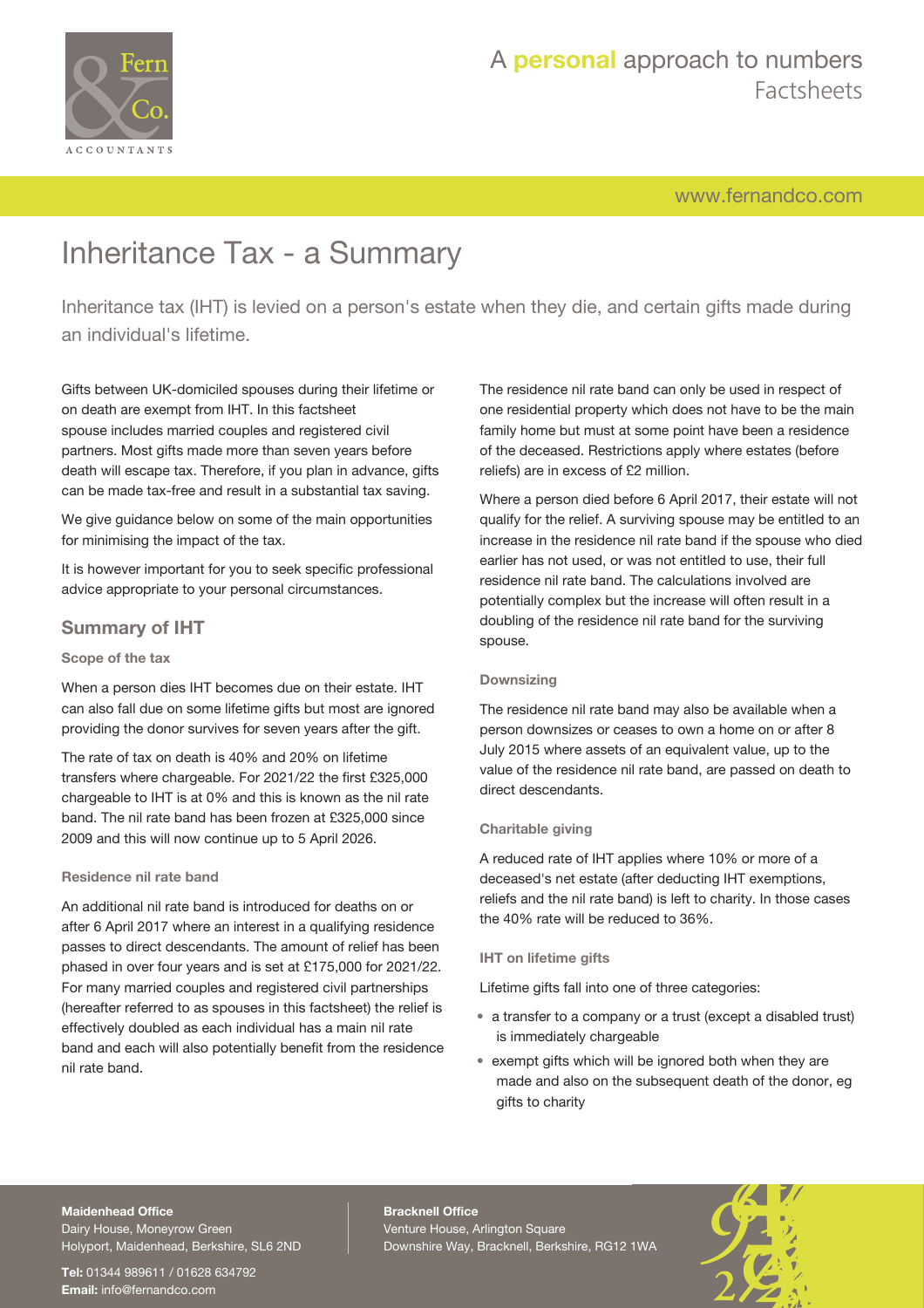# Inheritance Tax - a Summary

Inheritance tax (IHT) is levied on a person's estate when they die, and certain gifts made during an individual's lifetime.

Gifts between UK-domiciled spouses during their lifetime or on death are exempt from IHT. In this factsheet spouse includes married couples and registered civil partners. Most gifts made more than seven years before death will escape tax. Therefore, if you plan in advance, gifts can be made tax-free and result in a substantial tax saving.

We give guidance below on some of the main opportunities for minimising the impact of the tax.

It is however important for you to seek specific professional advice appropriate to your personal circumstances.

## Summary of IHT

### Scope of the tax

When a person dies IHT becomes due on their estate. IHT can also fall due on some lifetime gifts but most are ignored providing the donor survives for seven years after the gift.

The rate of tax on death is 40% and 20% on lifetime transfers where chargeable. For 2021/22 the first £325,000 chargeable to IHT is at 0% and this is known as the nil rate band. The nil rate band has been frozen at £325,000 since 2009 and this will now continue up to 5 April 2026.

### Residence nil rate band

An additional nil rate band is introduced for deaths on or after 6 April 2017 where an interest in a qualifying residence passes to direct descendants. The amount of relief has been phased in over four years and is set at £175,000 for 2021/22. For many married couples and registered civil partnerships (hereafter referred to as spouses in this factsheet) the relief is effectively doubled as each individual has a main nil rate band and each will also potentially benefit from the residence nil rate band.

The residence nil rate band can only be used in respect of one residential property which does not have to be the main family home but must at some point have been a residence of the deceased. Restrictions apply where estates (before reliefs) are in excess of £2 million.

Where a person died before 6 April 2017, their estate will not qualify for the relief. A surviving spouse may be entitled to an increase in the residence nil rate band if the spouse who died earlier has not used, or was not entitled to use, their full residence nil rate band. The calculations involved are potentially complex but the increase will often result in a doubling of the residence nil rate band for the surviving spouse.

### Downsizing

The residence nil rate band may also be available when a person downsizes or ceases to own a home on or after 8 July 2015 where assets of an equivalent value, up to the value of the residence nil rate band, are passed on death to direct descendants.

### Charitable giving

A reduced rate of IHT applies where 10% or more of a deceased's net estate (after deducting IHT exemptions, reliefs and the nil rate band) is left to charity. In those cases the 40% rate will be reduced to 36%.

### IHT on lifetime gifts

Lifetime gifts fall into one of three categories:

- a transfer to a company or a trust (except a disabled trust) is immediately chargeable
- exempt gifts which will be ignored both when they are made and also on the subsequent death of the donor, eg gifts to charity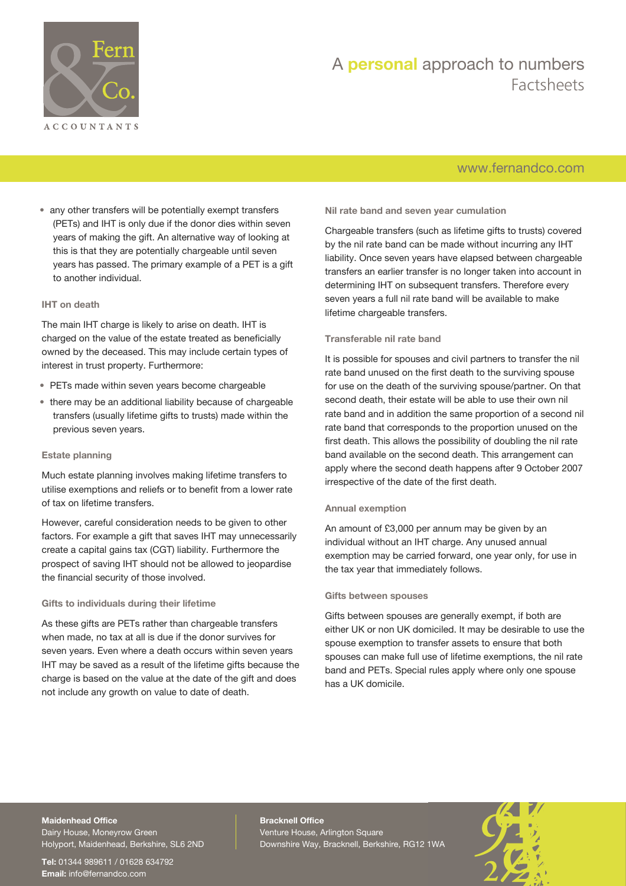- any other transfers will be potentially exempt transfers (PETs) and IHT is only due if the donor dies within seven years of making the gift. An alternative way of looking at this is that they are potentially chargeable until seven years has passed. The primary example of a PET is a gift to another individual.

### IHT on death

The main IHT charge is likely to arise on death. IHT is charged on the value of the estate treated as beneficially owned by the deceased. This may include certain types of interest in trust property. Furthermore:

- PETs made within seven years become chargeable
- there may be an additional liability because of chargeable transfers (usually lifetime gifts to trusts) made within the previous seven years.

### Estate planning

Much estate planning involves making lifetime transfers to utilise exemptions and reliefs or to benefit from a lower rate of tax on lifetime transfers.

However, careful consideration needs to be given to other factors. For example a gift that saves IHT may unnecessarily create a capital gains tax (CGT) liability. Furthermore the prospect of saving IHT should not be allowed to jeopardise the financial security of those involved.

### Gifts to individuals during their lifetime

As these gifts are PETs rather than chargeable transfers when made, no tax at all is due if the donor survives for seven years. Even where a death occurs within seven years IHT may be saved as a result of the lifetime gifts because the charge is based on the value at the date of the gift and does not include any growth on value to date of death.

### Nil rate band and seven year cumulation

Chargeable transfers (such as lifetime gifts to trusts) covered by the nil rate band can be made without incurring any IHT liability. Once seven years have elapsed between chargeable transfers an earlier transfer is no longer taken into account in determining IHT on subsequent transfers. Therefore every seven years a full nil rate band will be available to make lifetime chargeable transfers.

### Transferable nil rate band

It is possible for spouses and civil partners to transfer the nil rate band unused on the first death to the surviving spouse for use on the death of the surviving spouse/partner. On that second death, their estate will be able to use their own nil rate band and in addition the same proportion of a second nil rate band that corresponds to the proportion unused on the first death. This allows the possibility of doubling the nil rate band available on the second death. This arrangement can apply where the second death happens after 9 October 2007 irrespective of the date of the first death.

### Annual exemption

An amount of £3,000 per annum may be given by an individual without an IHT charge. Any unused annual exemption may be carried forward, one year only, for use in the tax year that immediately follows.

### Gifts between spouses

Gifts between spouses are generally exempt, if both are either UK or non UK domiciled. It may be desirable to use the spouse exemption to transfer assets to ensure that both spouses can make full use of lifetime exemptions, the nil rate band and PETs. Special rules apply where only one spouse has a UK domicile.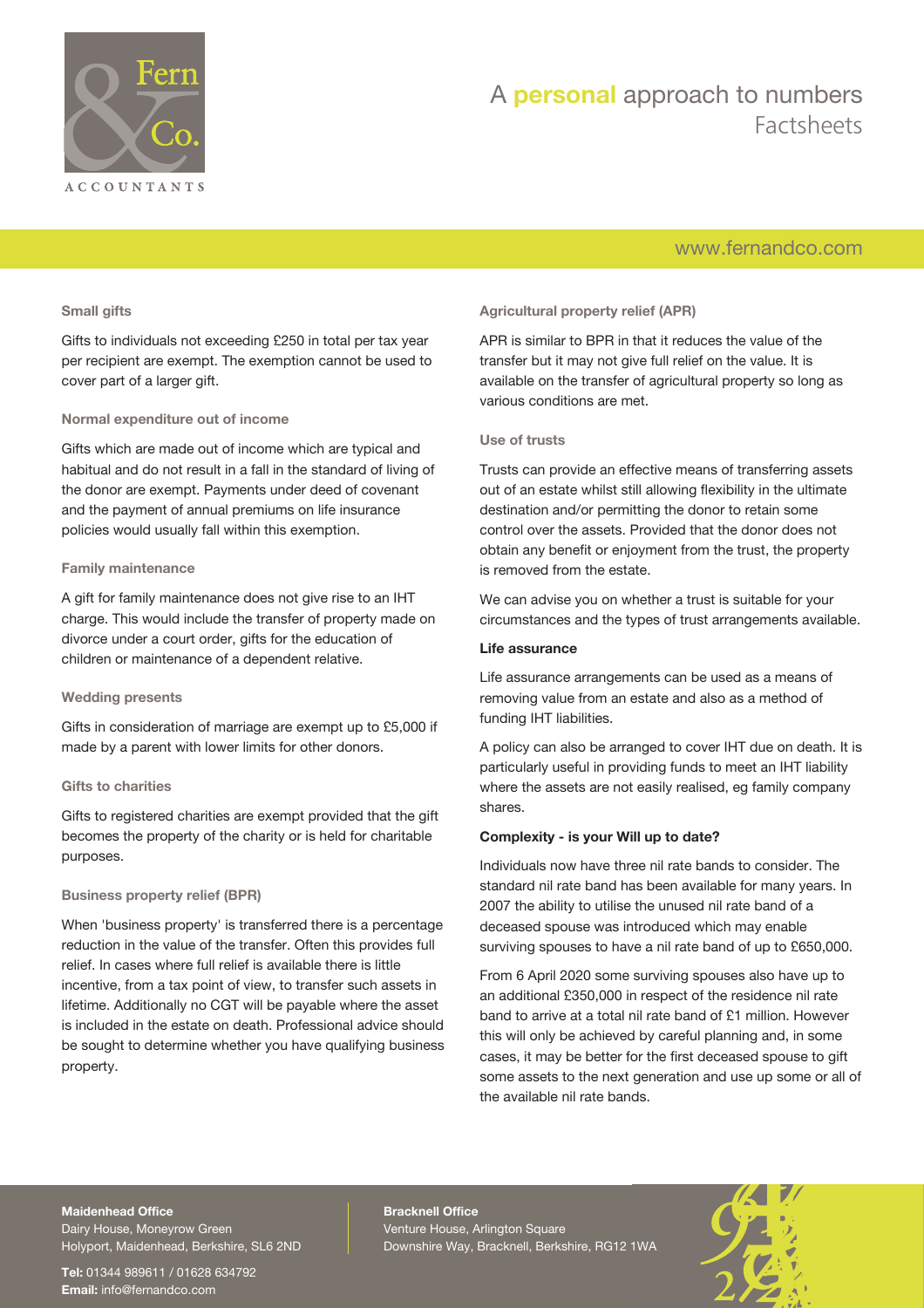### Small gifts

Gifts to individuals not exceeding £250 in total per tax year per recipient are exempt. The exemption cannot be used to cover part of a larger gift.

### Normal expenditure out of income

Gifts which are made out of income which are typical and habitual and do not result in a fall in the standard of living of the donor are exempt. Payments under deed of covenant and the payment of annual premiums on life insurance policies would usually fall within this exemption.

### Family maintenance

A gift for family maintenance does not give rise to an IHT charge. This would include the transfer of property made on divorce under a court order, gifts for the education of children or maintenance of a dependent relative.

### Wedding presents

Gifts in consideration of marriage are exempt up to £5,000 if made by a parent with lower limits for other donors.

### Gifts to charities

Gifts to registered charities are exempt provided that the gift becomes the property of the charity or is held for charitable purposes.

### Business property relief (BPR)

When 'business property' is transferred there is a percentage reduction in the value of the transfer. Often this provides full relief. In cases where full relief is available there is little incentive, from a tax point of view, to transfer such assets in lifetime. Additionally no CGT will be payable where the asset is included in the estate on death. Professional advice should be sought to determine whether you have qualifying business property.

### Agricultural property relief (APR)

APR is similar to BPR in that it reduces the value of the transfer but it may not give full relief on the value. It is available on the transfer of agricultural property so long as various conditions are met.

### Use of trusts

Trusts can provide an effective means of transferring assets out of an estate whilst still allowing flexibility in the ultimate destination and/or permitting the donor to retain some control over the assets. Provided that the donor does not obtain any benefit or enjoyment from the trust, the property is removed from the estate.

We can advise you on whether a trust is suitable for your circumstances and the types of trust arrangements available.

## Life assurance

Life assurance arrangements can be used as a means of removing value from an estate and also as a method of funding IHT liabilities.

A policy can also be arranged to cover IHT due on death. It is particularly useful in providing funds to meet an IHT liability where the assets are not easily realised, eg family company shares.

## Complexity - is your Will up to date?

Individuals now have three nil rate bands to consider. The standard nil rate band has been available for many years. In 2007 the ability to utilise the unused nil rate band of a deceased spouse was introduced which may enable surviving spouses to have a nil rate band of up to £650,000.

From 6 April 2020 some surviving spouses also have up to an additional £350,000 in respect of the residence nil rate band to arrive at a total nil rate band of £1 million. However this will only be achieved by careful planning and, in some cases, it may be better for the first deceased spouse to gift some assets to the next generation and use up some or all of the available nil rate bands.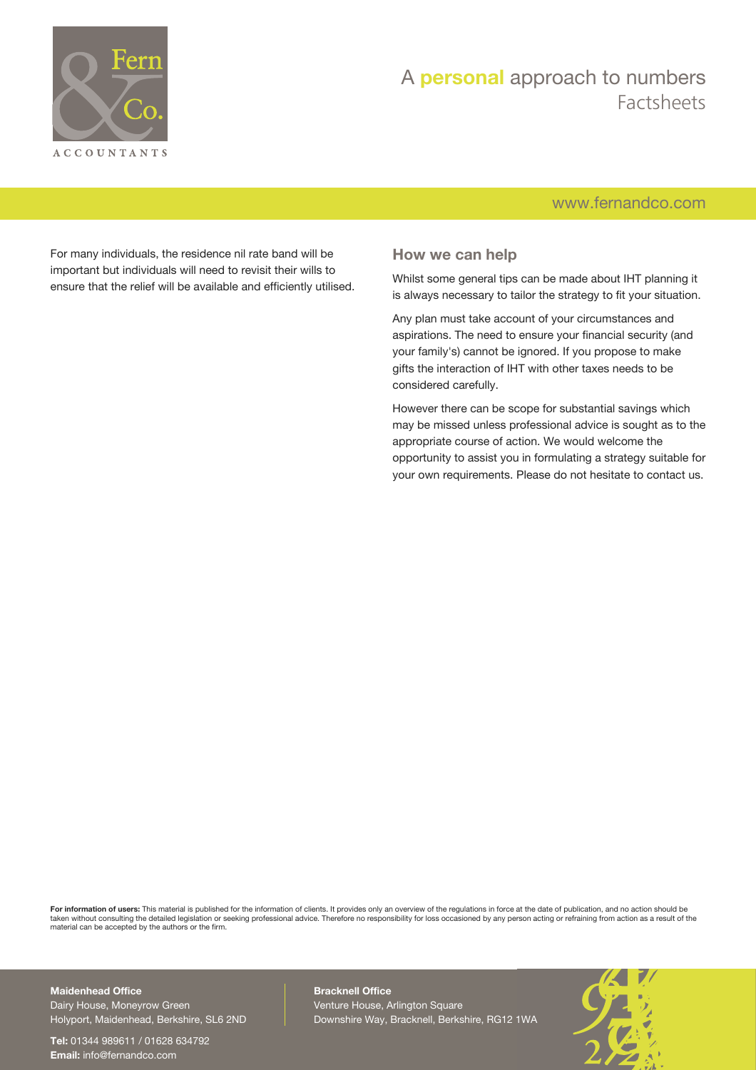For many individuals, the residence nil rate band will be important but individuals will need to revisit their wills to ensure that the relief will be available and efficiently utilised.

## How we can help

Whilst some general tips can be made about IHT planning it is always necessary to tailor the strategy to fit your situation.

Any plan must take account of your circumstances and aspirations. The need to ensure your financial security (and your family's) cannot be ignored. If you propose to make gifts the interaction of IHT with other taxes needs to be considered carefully.

However there can be scope for substantial savings which may be missed unless professional advice is sought as to the appropriate course of action. We would welcome the opportunity to assist you in formulating a strategy suitable for your own requirements. Please do not hesitate to contact us.

**For information of users:** This material is published for the information of clients. It provides only an overview of the regulations in force at the date of publication, and no action should be taken without consulting the detailed legislation or seeking professional advice. Therefore no responsibility for loss occasioned by any person acting or refraining from action as a result of the material can be accepted by the authors or the firm.

**Maidenhead Office**
Dairy House, Moneyrow Green
Holyport, Maidenhead, Berkshire, SL6 2ND

**Tel:** 01344 989611 / 01628 634792
**Email:** info@fernandco.com

**Bracknell Office**
Venture House, Arlington Square
Downshire Way, Bracknell, Berkshire, RG12 1WA